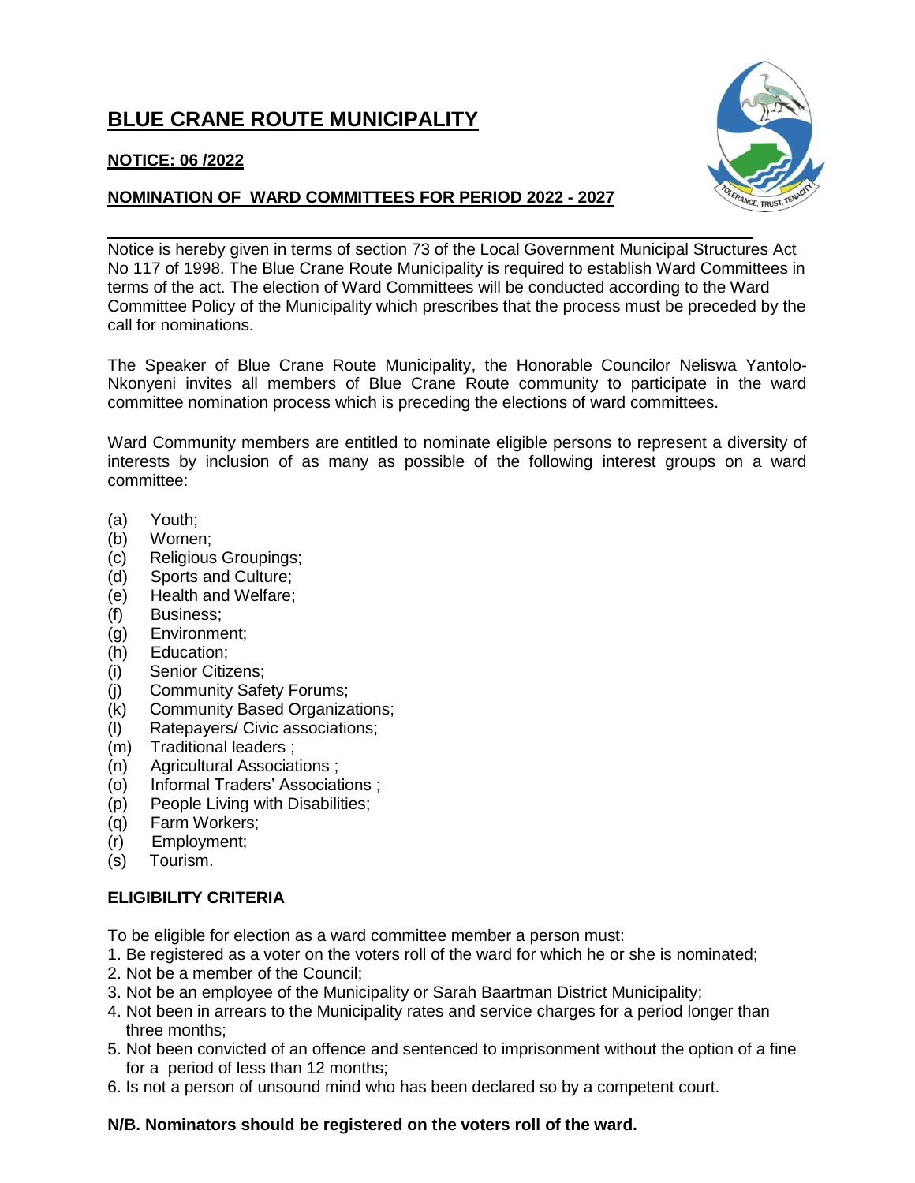# BLUE CRANE ROUTE MUNICIPALITY

**NOTICE: 06 /2022**

**NOMINATION OF WARD COMMITTEES FOR PERIOD 2022 - 2027**

Notice is hereby given in terms of section 73 of the Local Government Municipal Structures Act No 117 of 1998. The Blue Crane Route Municipality is required to establish Ward Committees in terms of the act. The election of Ward Committees will be conducted according to the Ward Committee Policy of the Municipality which prescribes that the process must be preceded by the call for nominations.

The Speaker of Blue Crane Route Municipality, the Honorable Councilor Neliswa Yantolo-Nkonyeni invites all members of Blue Crane Route community to participate in the ward committee nomination process which is preceding the elections of ward committees.

Ward Community members are entitled to nominate eligible persons to represent a diversity of interests by inclusion of as many as possible of the following interest groups on a ward committee:

(a) Youth;
(b) Women;
(c) Religious Groupings;
(d) Sports and Culture;
(e) Health and Welfare;
(f) Business;
(g) Environment;
(h) Education;
(i) Senior Citizens;
(j) Community Safety Forums;
(k) Community Based Organizations;
(l) Ratepayers/ Civic associations;
(m) Traditional leaders ;
(n) Agricultural Associations ;
(o) Informal Traders' Associations ;
(p) People Living with Disabilities;
(q) Farm Workers;
(r) Employment;
(s) Tourism.

**ELIGIBILITY CRITERIA**

To be eligible for election as a ward committee member a person must:

1. Be registered as a voter on the voters roll of the ward for which he or she is nominated;
2. Not be a member of the Council;
3. Not be an employee of the Municipality or Sarah Baartman District Municipality;
4. Not been in arrears to the Municipality rates and service charges for a period longer than three months;
5. Not been convicted of an offence and sentenced to imprisonment without the option of a fine for a period of less than 12 months;
6. Is not a person of unsound mind who has been declared so by a competent court.

**N/B. Nominators should be registered on the voters roll of the ward.**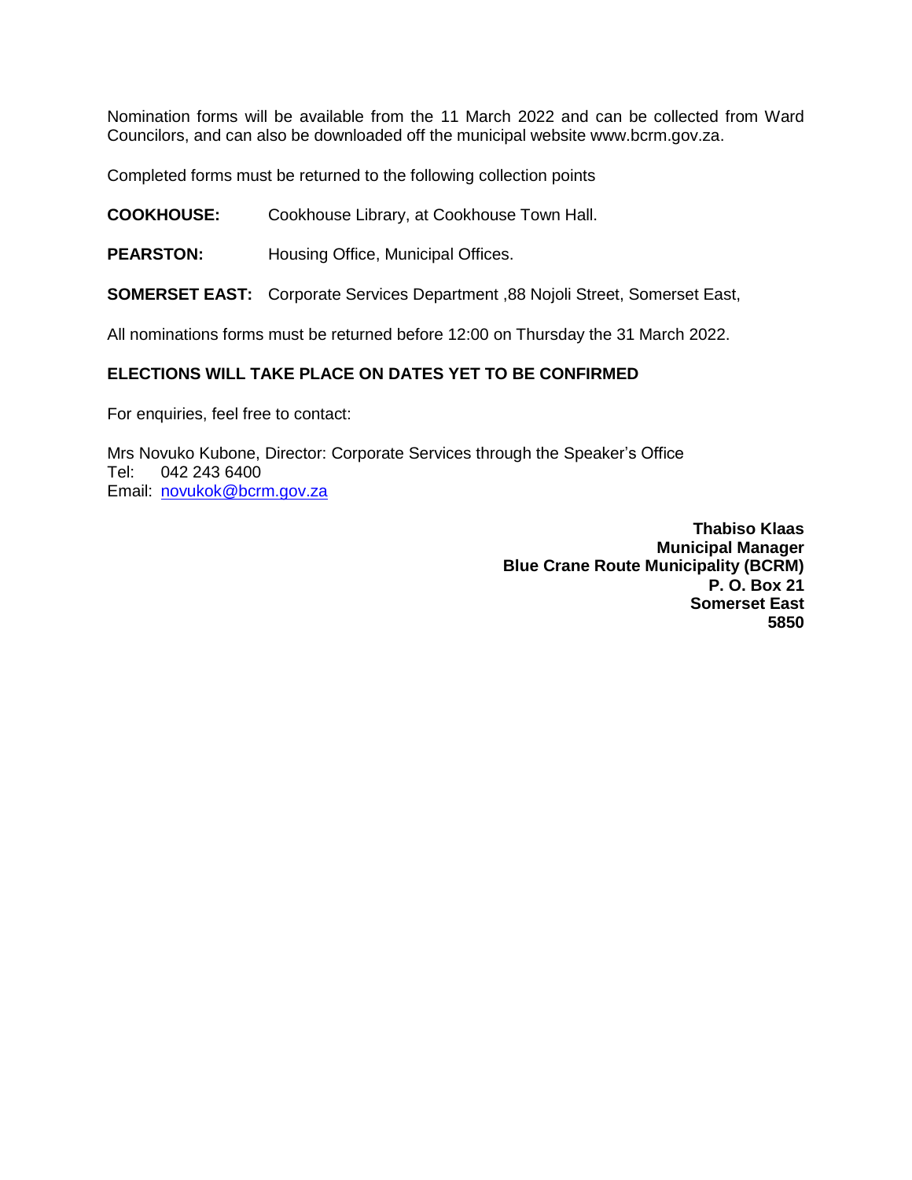Nomination forms will be available from the 11 March 2022 and can be collected from Ward Councilors, and can also be downloaded off the municipal website www.bcrm.gov.za.

Completed forms must be returned to the following collection points

**COOKHOUSE:** Cookhouse Library, at Cookhouse Town Hall.

**PEARSTON:** Housing Office, Municipal Offices.

**SOMERSET EAST:** Corporate Services Department ,88 Nojoli Street, Somerset East,

All nominations forms must be returned before 12:00 on Thursday the 31 March 2022.

**ELECTIONS WILL TAKE PLACE ON DATES YET TO BE CONFIRMED**

For enquiries, feel free to contact:

Mrs Novuko Kubone, Director: Corporate Services through the Speaker's Office
Tel: 042 243 6400
Email: novukok@bcrm.gov.za

**Thabiso Klaas**
**Municipal Manager**
**Blue Crane Route Municipality (BCRM)**
**P. O. Box 21**
**Somerset East**
**5850**